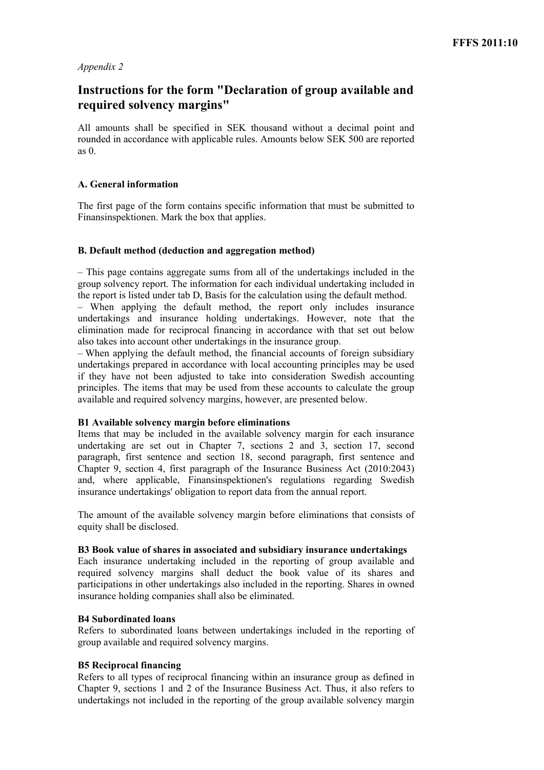*Appendix 2*

# Instructions for the form "Declaration of group available and required solvency margins"

All amounts shall be specified in SEK thousand without a decimal point and rounded in accordance with applicable rules. Amounts below SEK 500 are reported as 0.

### A. General information

The first page of the form contains specific information that must be submitted to Finansinspektionen. Mark the box that applies.

### B. Default method (deduction and aggregation method)

– This page contains aggregate sums from all of the undertakings included in the group solvency report. The information for each individual undertaking included in the report is listed under tab D, Basis for the calculation using the default method.
– When applying the default method, the report only includes insurance undertakings and insurance holding undertakings. However, note that the elimination made for reciprocal financing in accordance with that set out below also takes into account other undertakings in the insurance group.
– When applying the default method, the financial accounts of foreign subsidiary undertakings prepared in accordance with local accounting principles may be used if they have not been adjusted to take into consideration Swedish accounting principles. The items that may be used from these accounts to calculate the group available and required solvency margins, however, are presented below.

**B1 Available solvency margin before eliminations**

Items that may be included in the available solvency margin for each insurance undertaking are set out in Chapter 7, sections 2 and 3, section 17, second paragraph, first sentence and section 18, second paragraph, first sentence and Chapter 9, section 4, first paragraph of the Insurance Business Act (2010:2043) and, where applicable, Finansinspektionen's regulations regarding Swedish insurance undertakings' obligation to report data from the annual report.

The amount of the available solvency margin before eliminations that consists of equity shall be disclosed.

**B3 Book value of shares in associated and subsidiary insurance undertakings**

Each insurance undertaking included in the reporting of group available and required solvency margins shall deduct the book value of its shares and participations in other undertakings also included in the reporting. Shares in owned insurance holding companies shall also be eliminated.

**B4 Subordinated loans**

Refers to subordinated loans between undertakings included in the reporting of group available and required solvency margins.

**B5 Reciprocal financing**

Refers to all types of reciprocal financing within an insurance group as defined in Chapter 9, sections 1 and 2 of the Insurance Business Act. Thus, it also refers to undertakings not included in the reporting of the group available solvency margin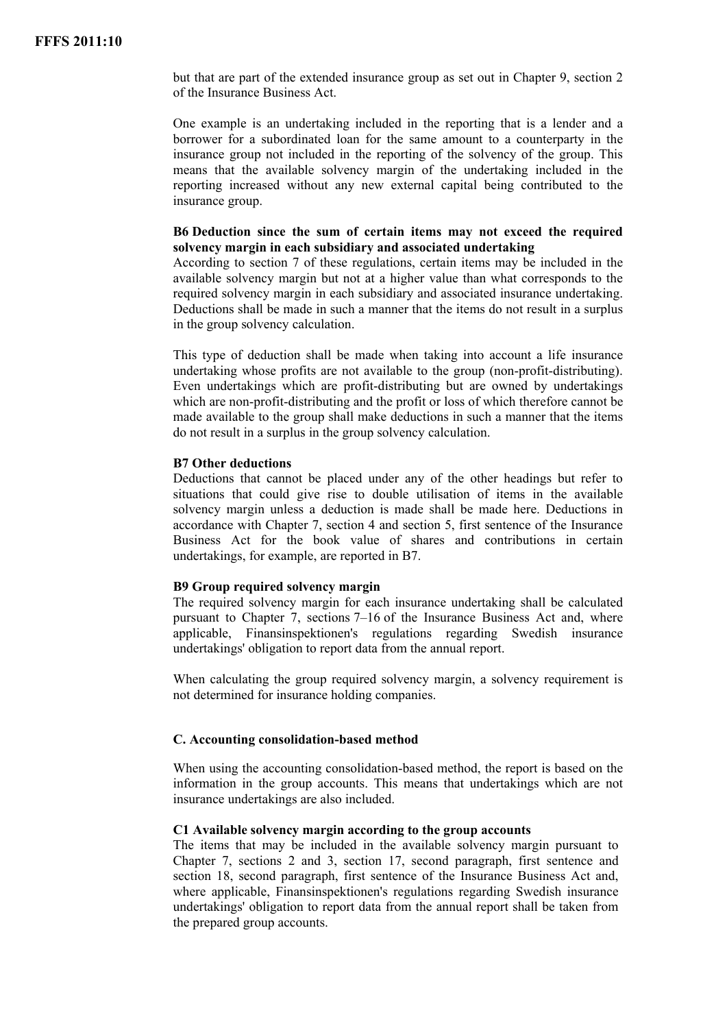but that are part of the extended insurance group as set out in Chapter 9, section 2 of the Insurance Business Act.

One example is an undertaking included in the reporting that is a lender and a borrower for a subordinated loan for the same amount to a counterparty in the insurance group not included in the reporting of the solvency of the group. This means that the available solvency margin of the undertaking included in the reporting increased without any new external capital being contributed to the insurance group.

**B6 Deduction since the sum of certain items may not exceed the required solvency margin in each subsidiary and associated undertaking**

According to section 7 of these regulations, certain items may be included in the available solvency margin but not at a higher value than what corresponds to the required solvency margin in each subsidiary and associated insurance undertaking. Deductions shall be made in such a manner that the items do not result in a surplus in the group solvency calculation.

This type of deduction shall be made when taking into account a life insurance undertaking whose profits are not available to the group (non-profit-distributing). Even undertakings which are profit-distributing but are owned by undertakings which are non-profit-distributing and the profit or loss of which therefore cannot be made available to the group shall make deductions in such a manner that the items do not result in a surplus in the group solvency calculation.

**B7 Other deductions**

Deductions that cannot be placed under any of the other headings but refer to situations that could give rise to double utilisation of items in the available solvency margin unless a deduction is made shall be made here. Deductions in accordance with Chapter 7, section 4 and section 5, first sentence of the Insurance Business Act for the book value of shares and contributions in certain undertakings, for example, are reported in B7.

**B9 Group required solvency margin**

The required solvency margin for each insurance undertaking shall be calculated pursuant to Chapter 7, sections 7–16 of the Insurance Business Act and, where applicable, Finansinspektionen's regulations regarding Swedish insurance undertakings' obligation to report data from the annual report.

When calculating the group required solvency margin, a solvency requirement is not determined for insurance holding companies.

**C. Accounting consolidation-based method**

When using the accounting consolidation-based method, the report is based on the information in the group accounts. This means that undertakings which are not insurance undertakings are also included.

**C1 Available solvency margin according to the group accounts**

The items that may be included in the available solvency margin pursuant to Chapter 7, sections 2 and 3, section 17, second paragraph, first sentence and section 18, second paragraph, first sentence of the Insurance Business Act and, where applicable, Finansinspektionen's regulations regarding Swedish insurance undertakings' obligation to report data from the annual report shall be taken from the prepared group accounts.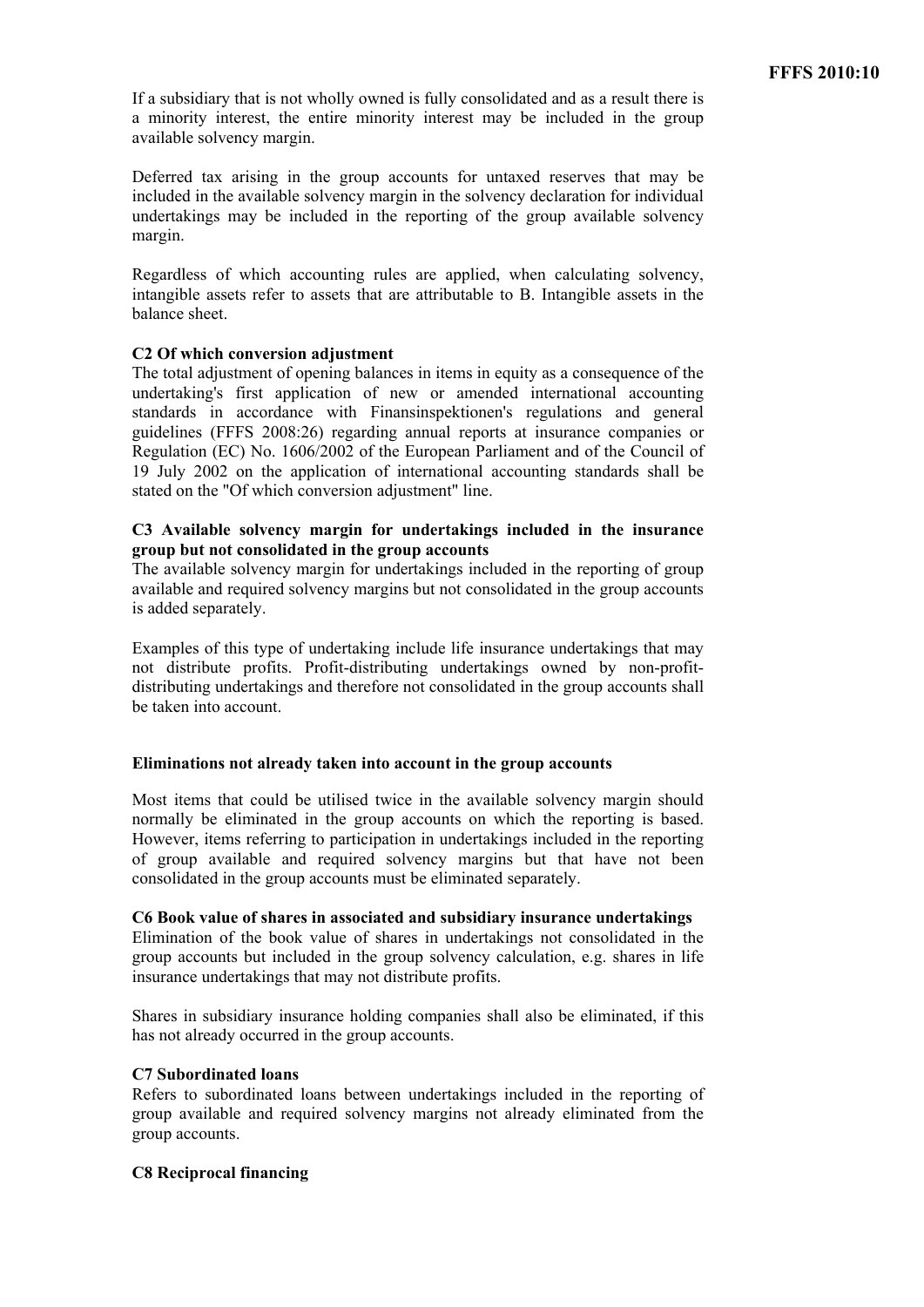If a subsidiary that is not wholly owned is fully consolidated and as a result there is a minority interest, the entire minority interest may be included in the group available solvency margin.

Deferred tax arising in the group accounts for untaxed reserves that may be included in the available solvency margin in the solvency declaration for individual undertakings may be included in the reporting of the group available solvency margin.

Regardless of which accounting rules are applied, when calculating solvency, intangible assets refer to assets that are attributable to B. Intangible assets in the balance sheet.

**C2 Of which conversion adjustment**

The total adjustment of opening balances in items in equity as a consequence of the undertaking's first application of new or amended international accounting standards in accordance with Finansinspektionen's regulations and general guidelines (FFFS 2008:26) regarding annual reports at insurance companies or Regulation (EC) No. 1606/2002 of the European Parliament and of the Council of 19 July 2002 on the application of international accounting standards shall be stated on the "Of which conversion adjustment" line.

**C3 Available solvency margin for undertakings included in the insurance group but not consolidated in the group accounts**

The available solvency margin for undertakings included in the reporting of group available and required solvency margins but not consolidated in the group accounts is added separately.

Examples of this type of undertaking include life insurance undertakings that may not distribute profits. Profit-distributing undertakings owned by non-profit-distributing undertakings and therefore not consolidated in the group accounts shall be taken into account.

**Eliminations not already taken into account in the group accounts**

Most items that could be utilised twice in the available solvency margin should normally be eliminated in the group accounts on which the reporting is based. However, items referring to participation in undertakings included in the reporting of group available and required solvency margins but that have not been consolidated in the group accounts must be eliminated separately.

**C6 Book value of shares in associated and subsidiary insurance undertakings**

Elimination of the book value of shares in undertakings not consolidated in the group accounts but included in the group solvency calculation, e.g. shares in life insurance undertakings that may not distribute profits.

Shares in subsidiary insurance holding companies shall also be eliminated, if this has not already occurred in the group accounts.

**C7 Subordinated loans**

Refers to subordinated loans between undertakings included in the reporting of group available and required solvency margins not already eliminated from the group accounts.

**C8 Reciprocal financing**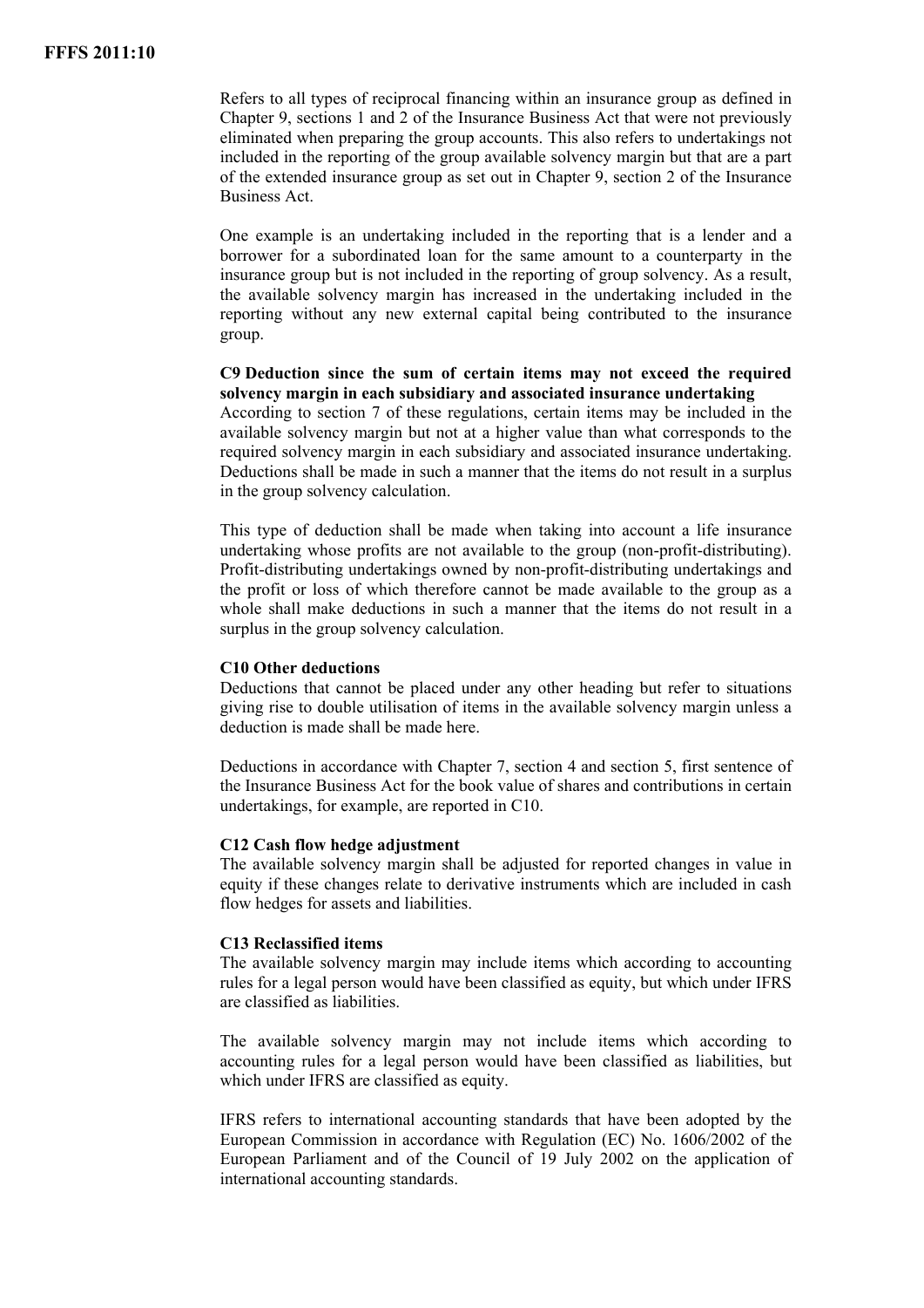Refers to all types of reciprocal financing within an insurance group as defined in Chapter 9, sections 1 and 2 of the Insurance Business Act that were not previously eliminated when preparing the group accounts. This also refers to undertakings not included in the reporting of the group available solvency margin but that are a part of the extended insurance group as set out in Chapter 9, section 2 of the Insurance Business Act.

One example is an undertaking included in the reporting that is a lender and a borrower for a subordinated loan for the same amount to a counterparty in the insurance group but is not included in the reporting of group solvency. As a result, the available solvency margin has increased in the undertaking included in the reporting without any new external capital being contributed to the insurance group.

**C9 Deduction since the sum of certain items may not exceed the required solvency margin in each subsidiary and associated insurance undertaking**

According to section 7 of these regulations, certain items may be included in the available solvency margin but not at a higher value than what corresponds to the required solvency margin in each subsidiary and associated insurance undertaking. Deductions shall be made in such a manner that the items do not result in a surplus in the group solvency calculation.

This type of deduction shall be made when taking into account a life insurance undertaking whose profits are not available to the group (non-profit-distributing). Profit-distributing undertakings owned by non-profit-distributing undertakings and the profit or loss of which therefore cannot be made available to the group as a whole shall make deductions in such a manner that the items do not result in a surplus in the group solvency calculation.

**C10 Other deductions**

Deductions that cannot be placed under any other heading but refer to situations giving rise to double utilisation of items in the available solvency margin unless a deduction is made shall be made here.

Deductions in accordance with Chapter 7, section 4 and section 5, first sentence of the Insurance Business Act for the book value of shares and contributions in certain undertakings, for example, are reported in C10.

**C12 Cash flow hedge adjustment**

The available solvency margin shall be adjusted for reported changes in value in equity if these changes relate to derivative instruments which are included in cash flow hedges for assets and liabilities.

**C13 Reclassified items**

The available solvency margin may include items which according to accounting rules for a legal person would have been classified as equity, but which under IFRS are classified as liabilities.

The available solvency margin may not include items which according to accounting rules for a legal person would have been classified as liabilities, but which under IFRS are classified as equity.

IFRS refers to international accounting standards that have been adopted by the European Commission in accordance with Regulation (EC) No. 1606/2002 of the European Parliament and of the Council of 19 July 2002 on the application of international accounting standards.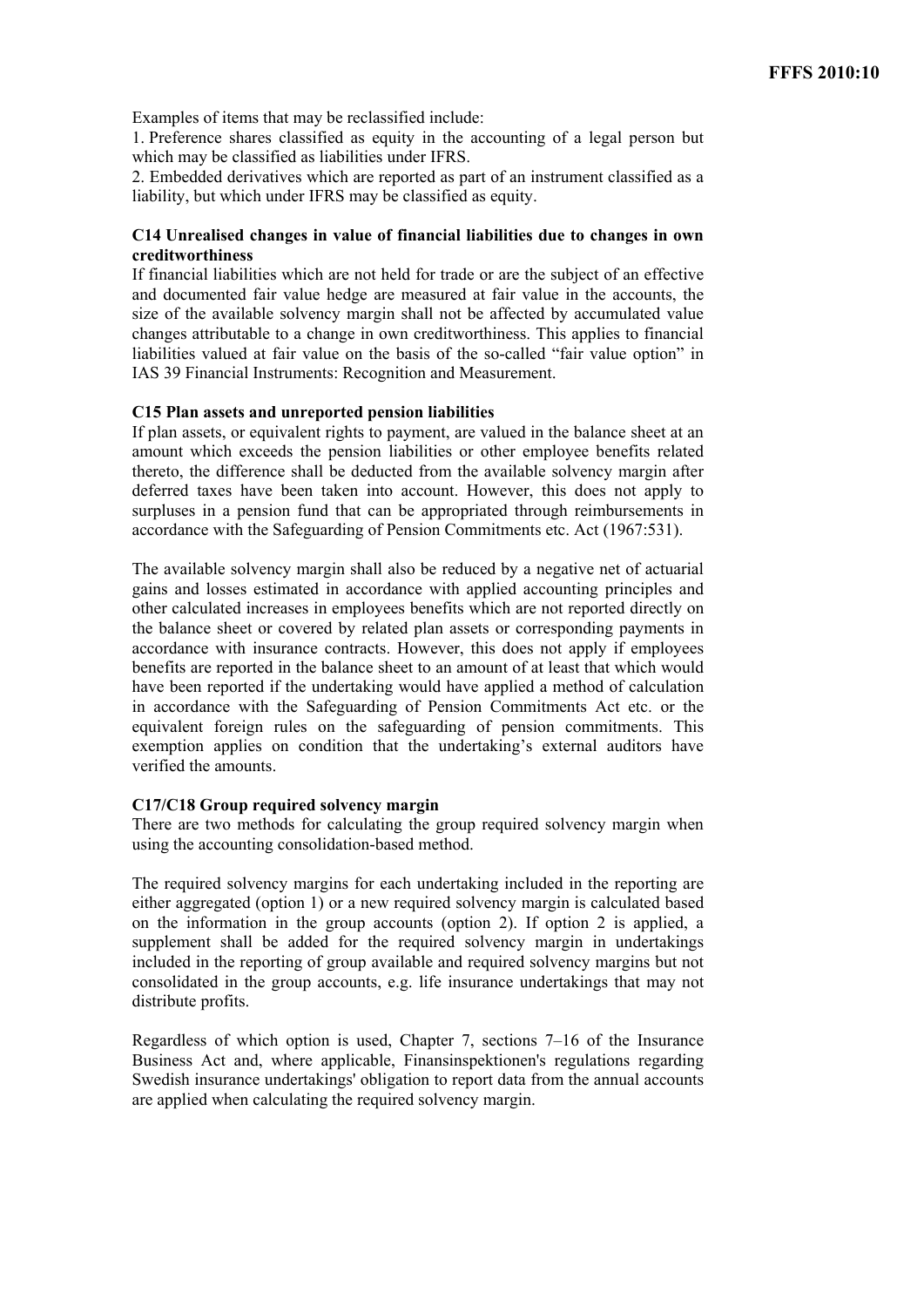Examples of items that may be reclassified include:

1. Preference shares classified as equity in the accounting of a legal person but which may be classified as liabilities under IFRS.
2. Embedded derivatives which are reported as part of an instrument classified as a liability, but which under IFRS may be classified as equity.

**C14 Unrealised changes in value of financial liabilities due to changes in own creditworthiness**

If financial liabilities which are not held for trade or are the subject of an effective and documented fair value hedge are measured at fair value in the accounts, the size of the available solvency margin shall not be affected by accumulated value changes attributable to a change in own creditworthiness. This applies to financial liabilities valued at fair value on the basis of the so-called "fair value option" in IAS 39 Financial Instruments: Recognition and Measurement.

**C15 Plan assets and unreported pension liabilities**

If plan assets, or equivalent rights to payment, are valued in the balance sheet at an amount which exceeds the pension liabilities or other employee benefits related thereto, the difference shall be deducted from the available solvency margin after deferred taxes have been taken into account. However, this does not apply to surpluses in a pension fund that can be appropriated through reimbursements in accordance with the Safeguarding of Pension Commitments etc. Act (1967:531).

The available solvency margin shall also be reduced by a negative net of actuarial gains and losses estimated in accordance with applied accounting principles and other calculated increases in employees benefits which are not reported directly on the balance sheet or covered by related plan assets or corresponding payments in accordance with insurance contracts. However, this does not apply if employees benefits are reported in the balance sheet to an amount of at least that which would have been reported if the undertaking would have applied a method of calculation in accordance with the Safeguarding of Pension Commitments Act etc. or the equivalent foreign rules on the safeguarding of pension commitments. This exemption applies on condition that the undertaking's external auditors have verified the amounts.

**C17/C18 Group required solvency margin**

There are two methods for calculating the group required solvency margin when using the accounting consolidation-based method.

The required solvency margins for each undertaking included in the reporting are either aggregated (option 1) or a new required solvency margin is calculated based on the information in the group accounts (option 2). If option 2 is applied, a supplement shall be added for the required solvency margin in undertakings included in the reporting of group available and required solvency margins but not consolidated in the group accounts, e.g. life insurance undertakings that may not distribute profits.

Regardless of which option is used, Chapter 7, sections 7–16 of the Insurance Business Act and, where applicable, Finansinspektionen's regulations regarding Swedish insurance undertakings' obligation to report data from the annual accounts are applied when calculating the required solvency margin.